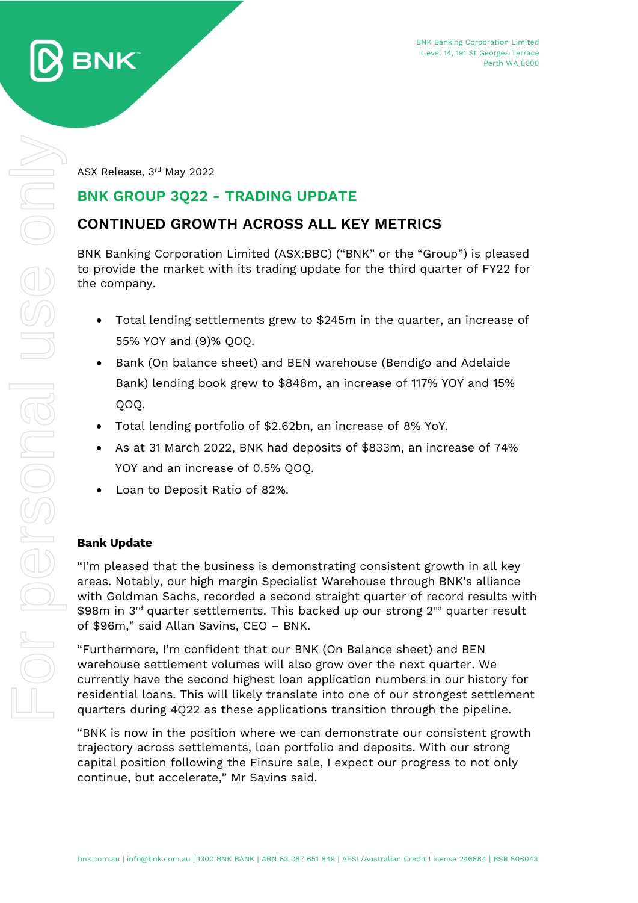BNK Banking Corporation Limited
Level 14, 191 St Georges Terrace
Perth WA 6000

ASX Release, 3rd May 2022

# BNK GROUP 3Q22 - TRADING UPDATE

## CONTINUED GROWTH ACROSS ALL KEY METRICS

BNK Banking Corporation Limited (ASX:BBC) ("BNK" or the "Group") is pleased to provide the market with its trading update for the third quarter of FY22 for the company.

- Total lending settlements grew to $245m in the quarter, an increase of 55% YOY and (9)% QOQ.
- Bank (On balance sheet) and BEN warehouse (Bendigo and Adelaide Bank) lending book grew to $848m, an increase of 117% YOY and 15% QOQ.
- Total lending portfolio of $2.62bn, an increase of 8% YoY.
- As at 31 March 2022, BNK had deposits of $833m, an increase of 74% YOY and an increase of 0.5% QOQ.
- Loan to Deposit Ratio of 82%.

**Bank Update**

"I'm pleased that the business is demonstrating consistent growth in all key areas. Notably, our high margin Specialist Warehouse through BNK's alliance with Goldman Sachs, recorded a second straight quarter of record results with $98m in 3rd quarter settlements. This backed up our strong 2nd quarter result of $96m," said Allan Savins, CEO – BNK.

"Furthermore, I'm confident that our BNK (On Balance sheet) and BEN warehouse settlement volumes will also grow over the next quarter. We currently have the second highest loan application numbers in our history for residential loans. This will likely translate into one of our strongest settlement quarters during 4Q22 as these applications transition through the pipeline.

"BNK is now in the position where we can demonstrate our consistent growth trajectory across settlements, loan portfolio and deposits. With our strong capital position following the Finsure sale, I expect our progress to not only continue, but accelerate," Mr Savins said.

bnk.com.au | info@bnk.com.au | 1300 BNK BANK | ABN 63 087 651 849 | AFSL/Australian Credit License 246884 | BSB 806043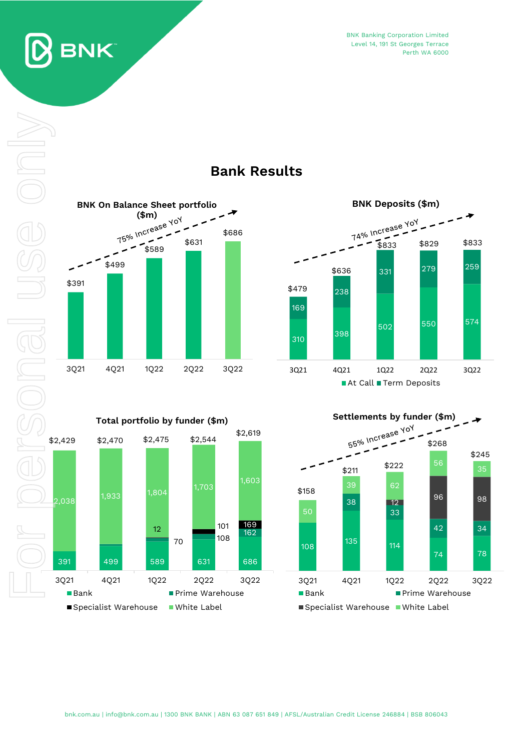# Bank Results

### BNK On Balance Sheet portfolio ($m)

75% Increase YoY

| | 3Q21 | 4Q21 | 1Q22 | 2Q22 | 3Q22 |
|---|---|---|---|---|---|
| Portfolio | $391 | $499 | $589 | $631 | $686 |

### BNK Deposits ($m)

74% Increase YoY

| | 3Q21 | 4Q21 | 1Q22 | 2Q22 | 3Q22 |
|---|---|---|---|---|---|
| At Call | 310 | 398 | 502 | 550 | 574 |
| Term Deposits | 169 | 238 | 331 | 279 | 259 |
| Total | $479 | $636 | $833 | $829 | $833 |

### Total portfolio by funder ($m)

| | 3Q21 | 4Q21 | 1Q22 | 2Q22 | 3Q22 |
|---|---|---|---|---|---|
| Bank | 391 | 499 | 589 | 631 | 686 |
| Prime Warehouse | | | 70 | 108 | 162 |
| Specialist Warehouse | | | 12 | 101 | 169 |
| White Label | 2,038 | 1,933 | 1,804 | 1,703 | 1,603 |
| Total | $2,429 | $2,470 | $2,475 | $2,544 | $2,619 |

### Settlements by funder ($m)

55% Increase YoY

| | 3Q21 | 4Q21 | 1Q22 | 2Q22 | 3Q22 |
|---|---|---|---|---|---|
| Bank | 108 | 135 | 114 | 74 | 78 |
| Prime Warehouse | | 38 | 33 | 42 | 34 |
| Specialist Warehouse | | | 12 | 96 | 98 |
| White Label | 50 | 39 | 62 | 56 | 35 |
| Total | $158 | $211 | $222 | $268 | $245 |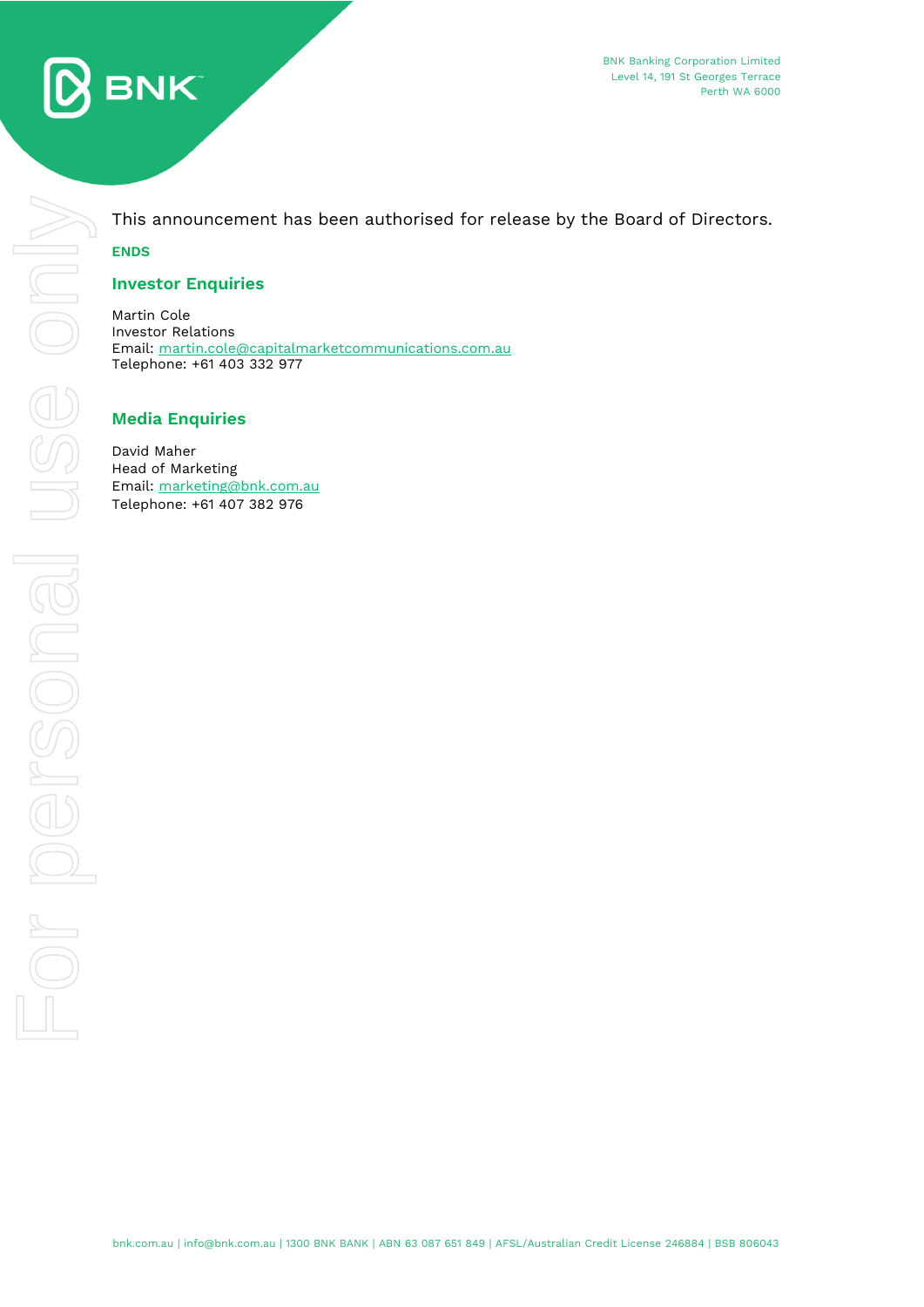This announcement has been authorised for release by the Board of Directors.

**ENDS**

## Investor Enquiries

Martin Cole
Investor Relations
Email: martin.cole@capitalmarketcommunications.com.au
Telephone: +61 403 332 977

## Media Enquiries

David Maher
Head of Marketing
Email: marketing@bnk.com.au
Telephone: +61 407 382 976